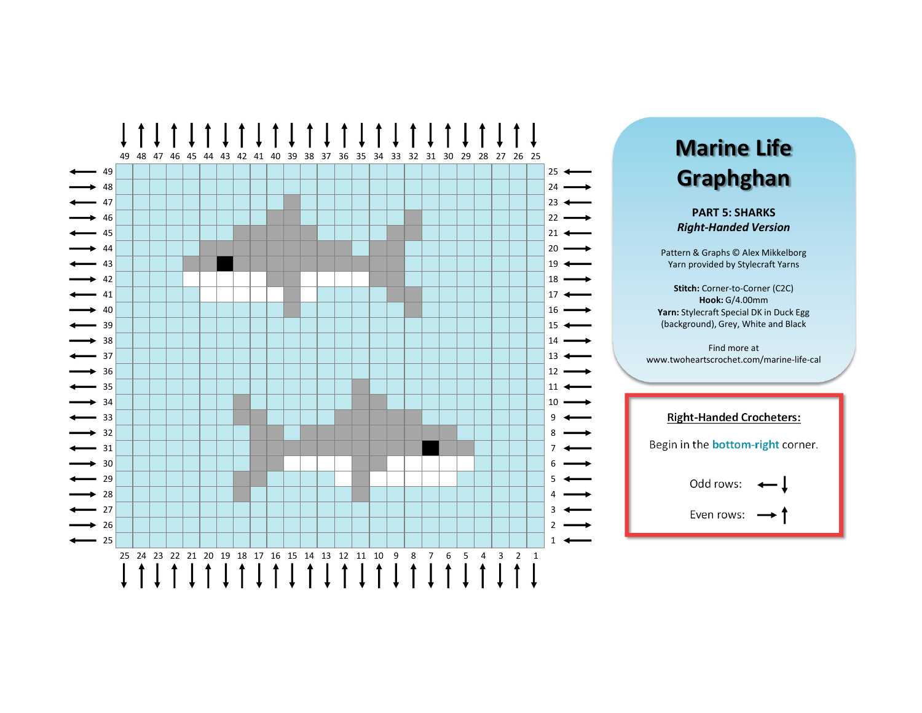# Marine Life Graphghan

**PART 5: SHARKS**
***Right-Handed Version***

Pattern & Graphs © Alex Mikkelborg
Yarn provided by Stylecraft Yarns

**Stitch:** Corner-to-Corner (C2C)
**Hook:** G/4.00mm
**Yarn:** Stylecraft Special DK in Duck Egg (background), Grey, White and Black

Find more at
www.twoheartscrochet.com/marine-life-cal

**Right-Handed Crocheters:**

Begin in the **bottom-right** corner.

Odd rows: ← ↓

Even rows: → ↑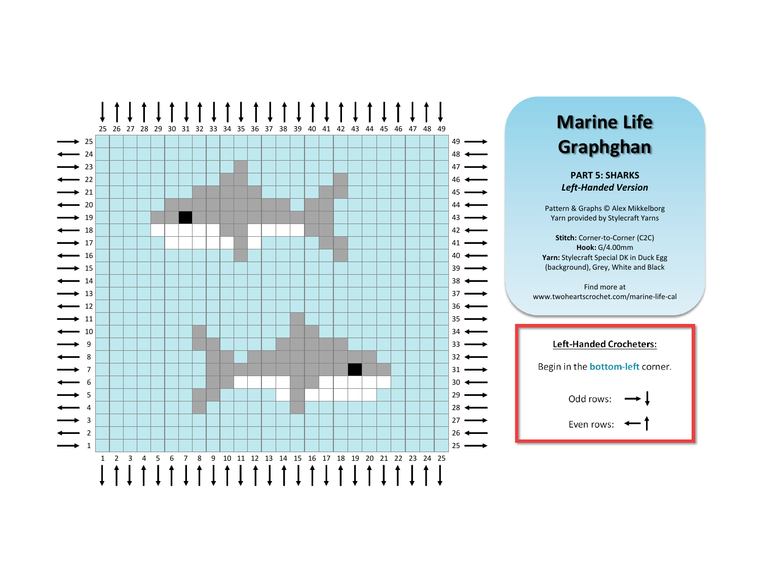# Marine Life Graphghan

**PART 5: SHARKS**
***Left-Handed Version***

Pattern & Graphs © Alex Mikkelborg
Yarn provided by Stylecraft Yarns

**Stitch:** Corner-to-Corner (C2C)
**Hook:** G/4.00mm
**Yarn:** Stylecraft Special DK in Duck Egg (background), Grey, White and Black

Find more at
www.twoheartscrochet.com/marine-life-cal

**Left-Handed Crocheters:**

Begin in the **bottom-left** corner.

Odd rows: → ↓

Even rows: ← ↑